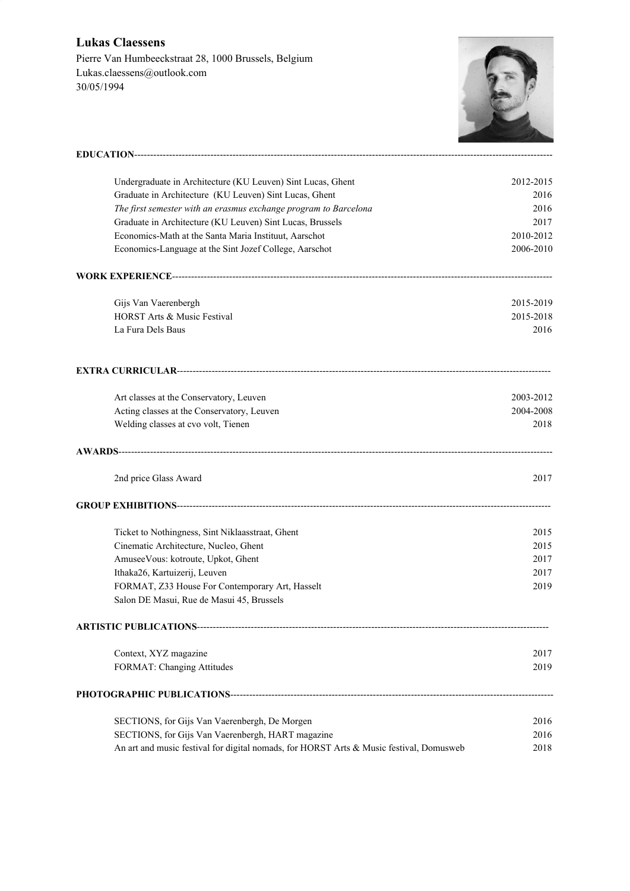# Lukas Claessens

Pierre Van Humbeeckstraat 28, 1000 Brussels, Belgium
Lukas.claessens@outlook.com
30/05/1994

## EDUCATION

| | |
|---|---|
| Undergraduate in Architecture (KU Leuven) Sint Lucas, Ghent | 2012-2015 |
| Graduate in Architecture (KU Leuven) Sint Lucas, Ghent | 2016 |
| *The first semester with an erasmus exchange program to Barcelona* | 2016 |
| Graduate in Architecture (KU Leuven) Sint Lucas, Brussels | 2017 |
| Economics-Math at the Santa Maria Instituut, Aarschot | 2010-2012 |
| Economics-Language at the Sint Jozef College, Aarschot | 2006-2010 |

## WORK EXPERIENCE

| | |
|---|---|
| Gijs Van Vaerenbergh | 2015-2019 |
| HORST Arts & Music Festival | 2015-2018 |
| La Fura Dels Baus | 2016 |

## EXTRA CURRICULAR

| | |
|---|---|
| Art classes at the Conservatory, Leuven | 2003-2012 |
| Acting classes at the Conservatory, Leuven | 2004-2008 |
| Welding classes at cvo volt, Tienen | 2018 |

## AWARDS

| | |
|---|---|
| 2nd price Glass Award | 2017 |

## GROUP EXHIBITIONS

| | |
|---|---|
| Ticket to Nothingness, Sint Niklaasstraat, Ghent | 2015 |
| Cinematic Architecture, Nucleo, Ghent | 2015 |
| AmuseeVous: kotroute, Upkot, Ghent | 2017 |
| Ithaka26, Kartuizerij, Leuven | 2017 |
| FORMAT, Z33 House For Contemporary Art, Hasselt | 2019 |
| Salon DE Masui, Rue de Masui 45, Brussels | |

## ARTISTIC PUBLICATIONS

| | |
|---|---|
| Context, XYZ magazine | 2017 |
| FORMAT: Changing Attitudes | 2019 |

## PHOTOGRAPHIC PUBLICATIONS

| | |
|---|---|
| SECTIONS, for Gijs Van Vaerenbergh, De Morgen | 2016 |
| SECTIONS, for Gijs Van Vaerenbergh, HART magazine | 2016 |
| An art and music festival for digital nomads, for HORST Arts & Music festival, Domusweb | 2018 |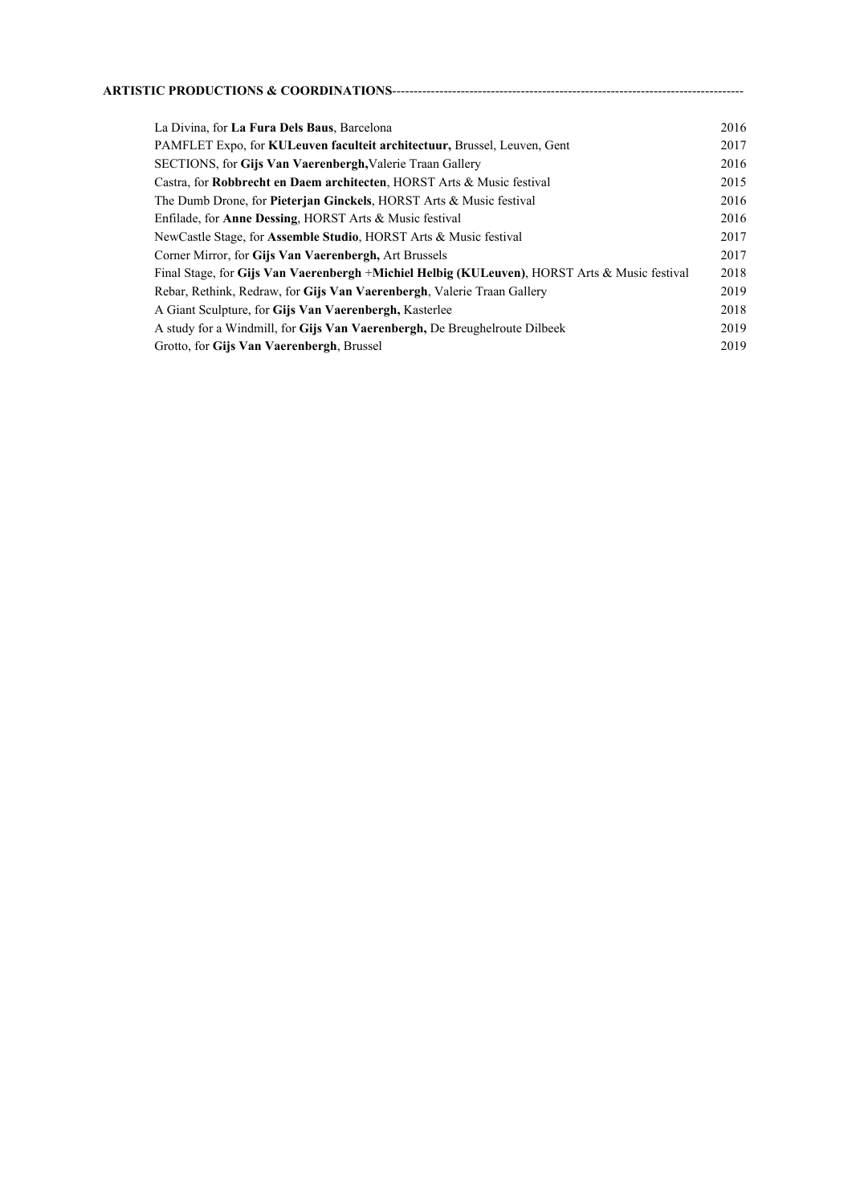**ARTISTIC PRODUCTIONS & COORDINATIONS**--------------------------------------------------------------------------------

| | |
|---|---|
| La Divina, for **La Fura Dels Baus**, Barcelona | 2016 |
| PAMFLET Expo, for **KULeuven faculteit architectuur,** Brussel, Leuven, Gent | 2017 |
| SECTIONS, for **Gijs Van Vaerenbergh,**Valerie Traan Gallery | 2016 |
| Castra, for **Robbrecht en Daem architecten**, HORST Arts & Music festival | 2015 |
| The Dumb Drone, for **Pieterjan Ginckels**, HORST Arts & Music festival | 2016 |
| Enfilade, for **Anne Dessing**, HORST Arts & Music festival | 2016 |
| NewCastle Stage, for **Assemble Studio**, HORST Arts & Music festival | 2017 |
| Corner Mirror, for **Gijs Van Vaerenbergh,** Art Brussels | 2017 |
| Final Stage, for **Gijs Van Vaerenbergh** +**Michiel Helbig (KULeuven)**, HORST Arts & Music festival | 2018 |
| Rebar, Rethink, Redraw, for **Gijs Van Vaerenbergh**, Valerie Traan Gallery | 2019 |
| A Giant Sculpture, for **Gijs Van Vaerenbergh,** Kasterlee | 2018 |
| A study for a Windmill, for **Gijs Van Vaerenbergh,** De Breughelroute Dilbeek | 2019 |
| Grotto, for **Gijs Van Vaerenbergh**, Brussel | 2019 |